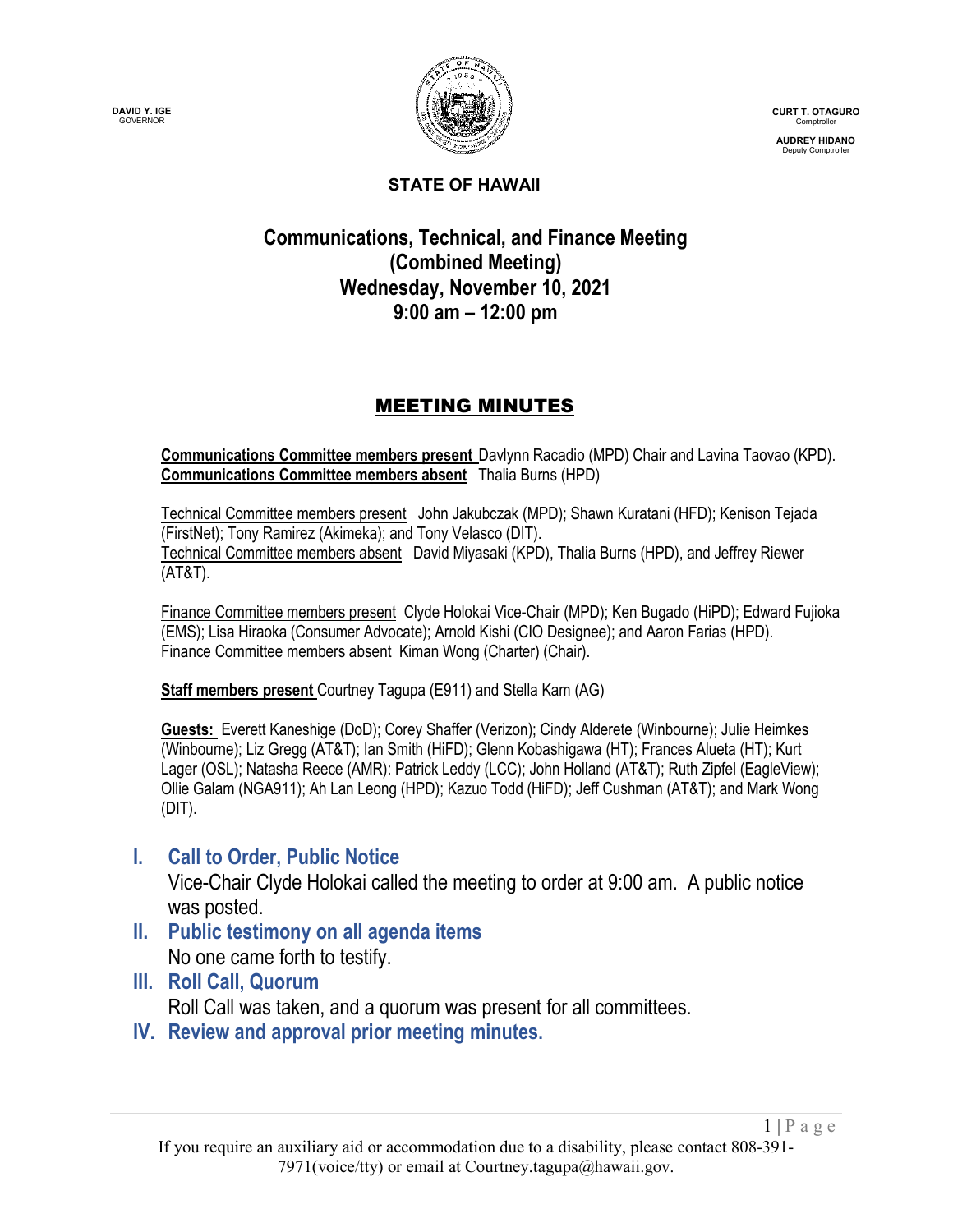DAVID Y. IGE
GOVERNOR

CURT T. OTAGURO
Comptroller

AUDREY HIDANO
Deputy Comptroller

**STATE OF HAWAII**

# Communications, Technical, and Finance Meeting (Combined Meeting) Wednesday, November 10, 2021 9:00 am – 12:00 pm

## MEETING MINUTES

**Communications Committee members present** Davlynn Racadio (MPD) Chair and Lavina Taovao (KPD).
**Communications Committee members absent** Thalia Burns (HPD)

Technical Committee members present John Jakubczak (MPD); Shawn Kuratani (HFD); Kenison Tejada (FirstNet); Tony Ramirez (Akimeka); and Tony Velasco (DIT).
Technical Committee members absent David Miyasaki (KPD), Thalia Burns (HPD), and Jeffrey Riewer (AT&T).

Finance Committee members present Clyde Holokai Vice-Chair (MPD); Ken Bugado (HiPD); Edward Fujioka (EMS); Lisa Hiraoka (Consumer Advocate); Arnold Kishi (CIO Designee); and Aaron Farias (HPD).
Finance Committee members absent Kiman Wong (Charter) (Chair).

**Staff members present** Courtney Tagupa (E911) and Stella Kam (AG)

**Guests:** Everett Kaneshige (DoD); Corey Shaffer (Verizon); Cindy Alderete (Winbourne); Julie Heimkes (Winbourne); Liz Gregg (AT&T); Ian Smith (HiFD); Glenn Kobashigawa (HT); Frances Alueta (HT); Kurt Lager (OSL); Natasha Reece (AMR): Patrick Leddy (LCC); John Holland (AT&T); Ruth Zipfel (EagleView); Ollie Galam (NGA911); Ah Lan Leong (HPD); Kazuo Todd (HiFD); Jeff Cushman (AT&T); and Mark Wong (DIT).

## I. Call to Order, Public Notice

Vice-Chair Clyde Holokai called the meeting to order at 9:00 am. A public notice was posted.

## II. Public testimony on all agenda items

No one came forth to testify.

## III. Roll Call, Quorum

Roll Call was taken, and a quorum was present for all committees.

## IV. Review and approval prior meeting minutes.

If you require an auxiliary aid or accommodation due to a disability, please contact 808-391-7971(voice/tty) or email at Courtney.tagupa@hawaii.gov.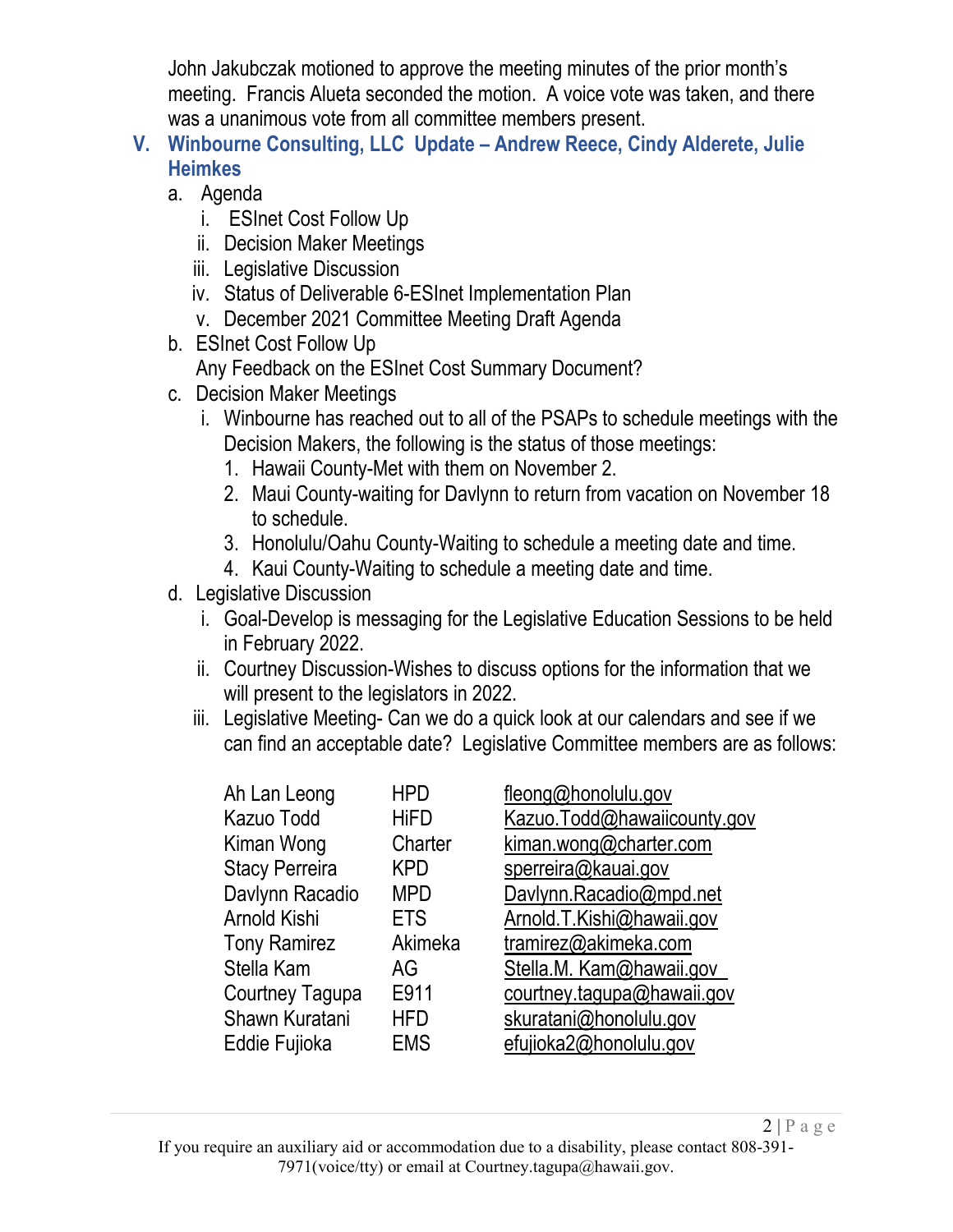John Jakubczak motioned to approve the meeting minutes of the prior month's meeting. Francis Alueta seconded the motion. A voice vote was taken, and there was a unanimous vote from all committee members present.

## V. Winbourne Consulting, LLC Update – Andrew Reece, Cindy Alderete, Julie Heimkes

a. Agenda
   i. ESInet Cost Follow Up
   ii. Decision Maker Meetings
   iii. Legislative Discussion
   iv. Status of Deliverable 6-ESInet Implementation Plan
   v. December 2021 Committee Meeting Draft Agenda

b. ESInet Cost Follow Up
   Any Feedback on the ESInet Cost Summary Document?

c. Decision Maker Meetings
   i. Winbourne has reached out to all of the PSAPs to schedule meetings with the Decision Makers, the following is the status of those meetings:
      1. Hawaii County-Met with them on November 2.
      2. Maui County-waiting for Davlynn to return from vacation on November 18 to schedule.
      3. Honolulu/Oahu County-Waiting to schedule a meeting date and time.
      4. Kaui County-Waiting to schedule a meeting date and time.

d. Legislative Discussion
   i. Goal-Develop is messaging for the Legislative Education Sessions to be held in February 2022.
   ii. Courtney Discussion-Wishes to discuss options for the information that we will present to the legislators in 2022.
   iii. Legislative Meeting- Can we do a quick look at our calendars and see if we can find an acceptable date? Legislative Committee members are as follows:

| | | |
|---|---|---|
| Ah Lan Leong | HPD | fleong@honolulu.gov |
| Kazuo Todd | HiFD | Kazuo.Todd@hawaiicounty.gov |
| Kiman Wong | Charter | kiman.wong@charter.com |
| Stacy Perreira | KPD | sperreira@kauai.gov |
| Davlynn Racadio | MPD | Davlynn.Racadio@mpd.net |
| Arnold Kishi | ETS | Arnold.T.Kishi@hawaii.gov |
| Tony Ramirez | Akimeka | tramirez@akimeka.com |
| Stella Kam | AG | Stella.M. Kam@hawaii.gov |
| Courtney Tagupa | E911 | courtney.tagupa@hawaii.gov |
| Shawn Kuratani | HFD | skuratani@honolulu.gov |
| Eddie Fujioka | EMS | efujioka2@honolulu.gov |

If you require an auxiliary aid or accommodation due to a disability, please contact 808-391-7971(voice/tty) or email at Courtney.tagupa@hawaii.gov.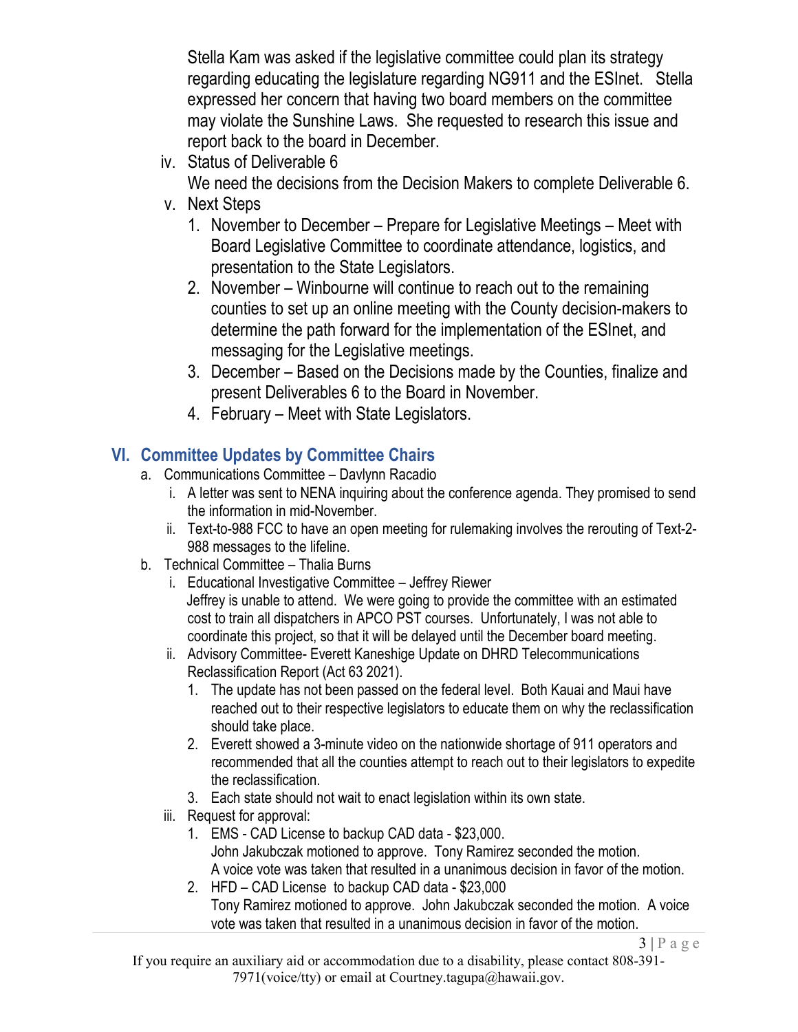Stella Kam was asked if the legislative committee could plan its strategy regarding educating the legislature regarding NG911 and the ESInet. Stella expressed her concern that having two board members on the committee may violate the Sunshine Laws. She requested to research this issue and report back to the board in December.

iv. Status of Deliverable 6

We need the decisions from the Decision Makers to complete Deliverable 6.

v. Next Steps

1. November to December – Prepare for Legislative Meetings – Meet with Board Legislative Committee to coordinate attendance, logistics, and presentation to the State Legislators.
2. November – Winbourne will continue to reach out to the remaining counties to set up an online meeting with the County decision-makers to determine the path forward for the implementation of the ESInet, and messaging for the Legislative meetings.
3. December – Based on the Decisions made by the Counties, finalize and present Deliverables 6 to the Board in November.
4. February – Meet with State Legislators.

## VI. Committee Updates by Committee Chairs

a. Communications Committee – Davlynn Racadio

i. A letter was sent to NENA inquiring about the conference agenda. They promised to send the information in mid-November.

ii. Text-to-988 FCC to have an open meeting for rulemaking involves the rerouting of Text-2-988 messages to the lifeline.

b. Technical Committee – Thalia Burns

i. Educational Investigative Committee – Jeffrey Riewer

Jeffrey is unable to attend. We were going to provide the committee with an estimated cost to train all dispatchers in APCO PST courses. Unfortunately, I was not able to coordinate this project, so that it will be delayed until the December board meeting.

ii. Advisory Committee- Everett Kaneshige Update on DHRD Telecommunications Reclassification Report (Act 63 2021).

1. The update has not been passed on the federal level. Both Kauai and Maui have reached out to their respective legislators to educate them on why the reclassification should take place.
2. Everett showed a 3-minute video on the nationwide shortage of 911 operators and recommended that all the counties attempt to reach out to their legislators to expedite the reclassification.
3. Each state should not wait to enact legislation within its own state.

iii. Request for approval:

1. EMS - CAD License to backup CAD data - $23,000.
   John Jakubczak motioned to approve. Tony Ramirez seconded the motion.
   A voice vote was taken that resulted in a unanimous decision in favor of the motion.
2. HFD – CAD License to backup CAD data - $23,000
   Tony Ramirez motioned to approve. John Jakubczak seconded the motion. A voice vote was taken that resulted in a unanimous decision in favor of the motion.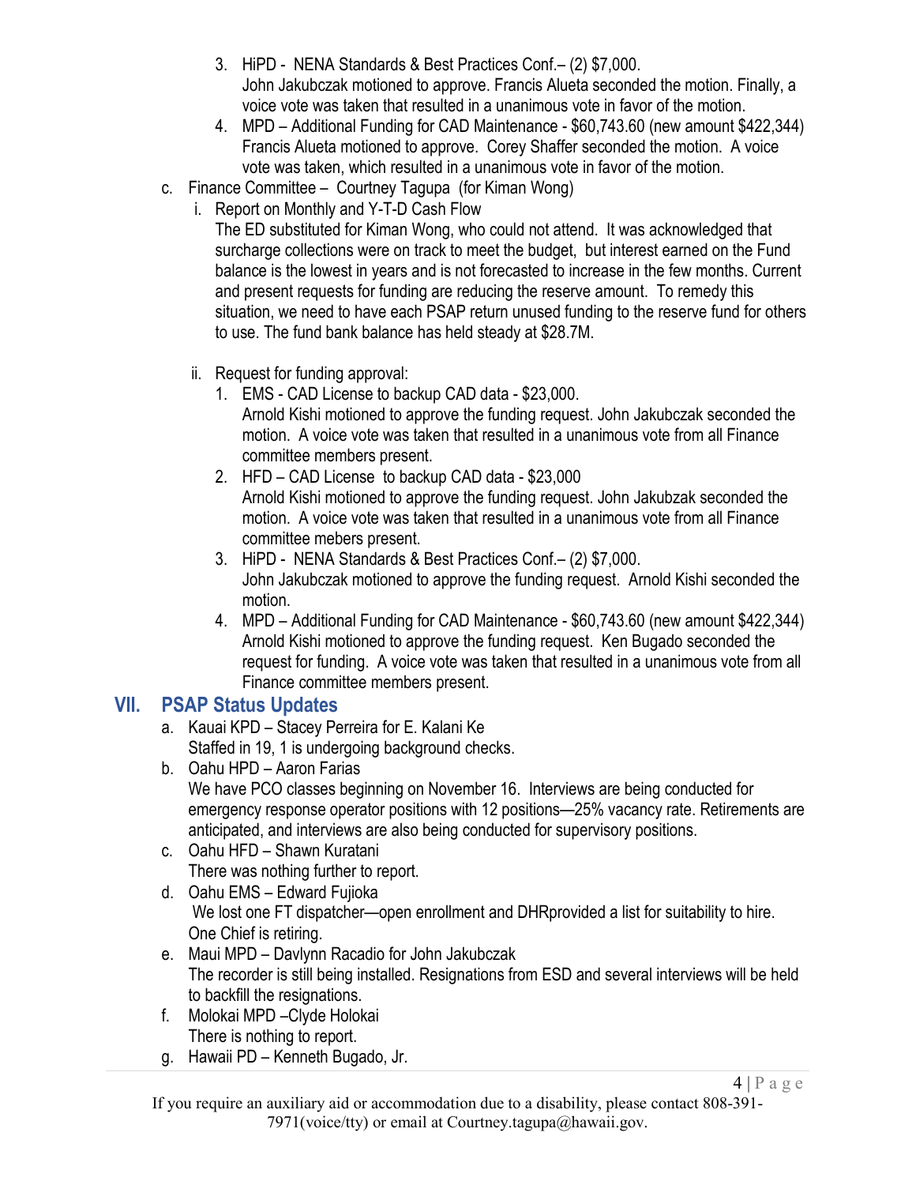3. HiPD - NENA Standards & Best Practices Conf.– (2) $7,000.
   John Jakubczak motioned to approve. Francis Alueta seconded the motion. Finally, a voice vote was taken that resulted in a unanimous vote in favor of the motion.
4. MPD – Additional Funding for CAD Maintenance - $60,743.60 (new amount $422,344)
   Francis Alueta motioned to approve. Corey Shaffer seconded the motion. A voice vote was taken, which resulted in a unanimous vote in favor of the motion.

c. Finance Committee – Courtney Tagupa (for Kiman Wong)

i. Report on Monthly and Y-T-D Cash Flow
   The ED substituted for Kiman Wong, who could not attend. It was acknowledged that surcharge collections were on track to meet the budget, but interest earned on the Fund balance is the lowest in years and is not forecasted to increase in the few months. Current and present requests for funding are reducing the reserve amount. To remedy this situation, we need to have each PSAP return unused funding to the reserve fund for others to use. The fund bank balance has held steady at $28.7M.

ii. Request for funding approval:

1. EMS - CAD License to backup CAD data - $23,000.
   Arnold Kishi motioned to approve the funding request. John Jakubczak seconded the motion. A voice vote was taken that resulted in a unanimous vote from all Finance committee members present.
2. HFD – CAD License to backup CAD data - $23,000
   Arnold Kishi motioned to approve the funding request. John Jakubzak seconded the motion. A voice vote was taken that resulted in a unanimous vote from all Finance committee mebers present.
3. HiPD - NENA Standards & Best Practices Conf.– (2) $7,000.
   John Jakubczak motioned to approve the funding request. Arnold Kishi seconded the motion.
4. MPD – Additional Funding for CAD Maintenance - $60,743.60 (new amount $422,344)
   Arnold Kishi motioned to approve the funding request. Ken Bugado seconded the request for funding. A voice vote was taken that resulted in a unanimous vote from all Finance committee members present.

## VII. PSAP Status Updates

a. Kauai KPD – Stacey Perreira for E. Kalani Ke
   Staffed in 19, 1 is undergoing background checks.

b. Oahu HPD – Aaron Farias
   We have PCO classes beginning on November 16. Interviews are being conducted for emergency response operator positions with 12 positions—25% vacancy rate. Retirements are anticipated, and interviews are also being conducted for supervisory positions.

c. Oahu HFD – Shawn Kuratani
   There was nothing further to report.

d. Oahu EMS – Edward Fujioka
   We lost one FT dispatcher—open enrollment and DHRprovided a list for suitability to hire. One Chief is retiring.

e. Maui MPD – Davlynn Racadio for John Jakubczak
   The recorder is still being installed. Resignations from ESD and several interviews will be held to backfill the resignations.

f. Molokai MPD –Clyde Holokai
   There is nothing to report.

g. Hawaii PD – Kenneth Bugado, Jr.

If you require an auxiliary aid or accommodation due to a disability, please contact 808-391-7971(voice/tty) or email at Courtney.tagupa@hawaii.gov.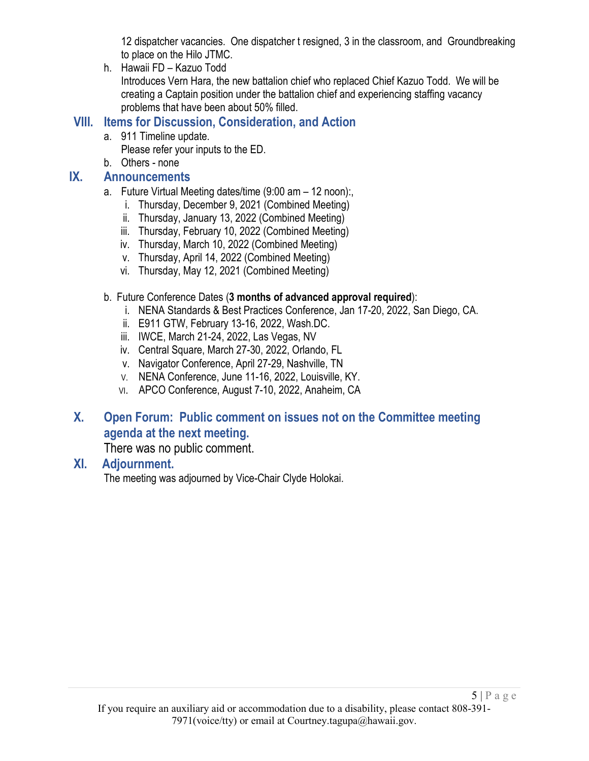12 dispatcher vacancies. One dispatcher t resigned, 3 in the classroom, and Groundbreaking to place on the Hilo JTMC.

h. Hawaii FD – Kazuo Todd
   Introduces Vern Hara, the new battalion chief who replaced Chief Kazuo Todd. We will be creating a Captain position under the battalion chief and experiencing staffing vacancy problems that have been about 50% filled.

## VIII. Items for Discussion, Consideration, and Action

a. 911 Timeline update.
   Please refer your inputs to the ED.
b. Others - none

## IX. Announcements

a. Future Virtual Meeting dates/time (9:00 am – 12 noon):,
   i. Thursday, December 9, 2021 (Combined Meeting)
   ii. Thursday, January 13, 2022 (Combined Meeting)
   iii. Thursday, February 10, 2022 (Combined Meeting)
   iv. Thursday, March 10, 2022 (Combined Meeting)
   v. Thursday, April 14, 2022 (Combined Meeting)
   vi. Thursday, May 12, 2021 (Combined Meeting)

b. Future Conference Dates (**3 months of advanced approval required**):
   i. NENA Standards & Best Practices Conference, Jan 17-20, 2022, San Diego, CA.
   ii. E911 GTW, February 13-16, 2022, Wash.DC.
   iii. IWCE, March 21-24, 2022, Las Vegas, NV
   iv. Central Square, March 27-30, 2022, Orlando, FL
   v. Navigator Conference, April 27-29, Nashville, TN
   V. NENA Conference, June 11-16, 2022, Louisville, KY.
   VI. APCO Conference, August 7-10, 2022, Anaheim, CA

## X. Open Forum: Public comment on issues not on the Committee meeting agenda at the next meeting.

There was no public comment.

## XI. Adjournment.

The meeting was adjourned by Vice-Chair Clyde Holokai.

If you require an auxiliary aid or accommodation due to a disability, please contact 808-391-7971(voice/tty) or email at Courtney.tagupa@hawaii.gov.